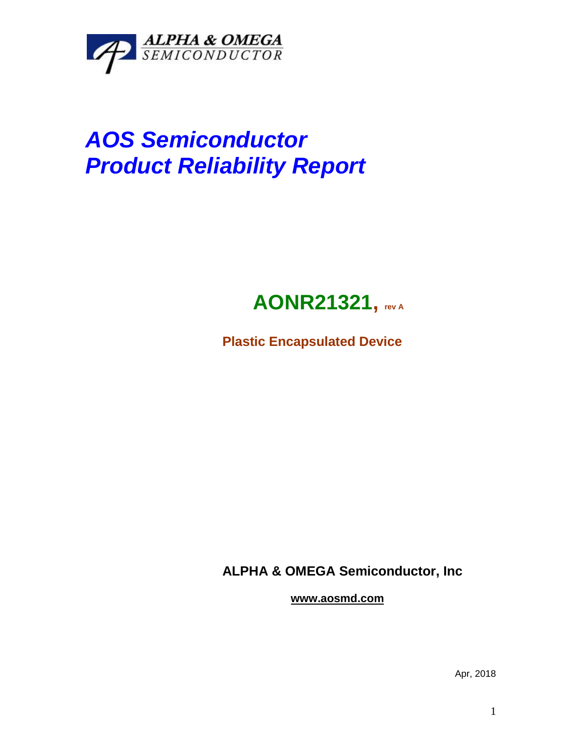ALPHA & OMEGA
SEMICONDUCTOR

# *AOS Semiconductor*
# *Product Reliability Report*

## **AONR21321, rev A**

**Plastic Encapsulated Device**

**ALPHA & OMEGA Semiconductor, Inc**

**www.aosmd.com**

Apr, 2018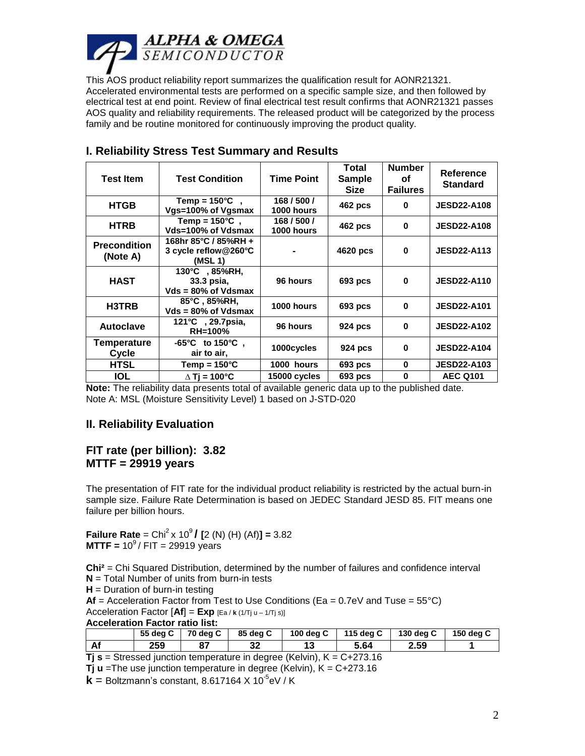**ALPHA & OMEGA SEMICONDUCTOR**

This AOS product reliability report summarizes the qualification result for AONR21321. Accelerated environmental tests are performed on a specific sample size, and then followed by electrical test at end point. Review of final electrical test result confirms that AONR21321 passes AOS quality and reliability requirements. The released product will be categorized by the process family and be routine monitored for continuously improving the product quality.

## I. Reliability Stress Test Summary and Results

| Test Item | Test Condition | Time Point | Total Sample Size | Number of Failures | Reference Standard |
|---|---|---|---|---|---|
| HTGB | Temp = 150°C , Vgs=100% of Vgsmax | 168 / 500 / 1000 hours | 462 pcs | 0 | JESD22-A108 |
| HTRB | Temp = 150°C , Vds=100% of Vdsmax | 168 / 500 / 1000 hours | 462 pcs | 0 | JESD22-A108 |
| Precondition (Note A) | 168hr 85°C / 85%RH + 3 cycle reflow@260°C (MSL 1) | - | 4620 pcs | 0 | JESD22-A113 |
| HAST | 130°C , 85%RH, 33.3 psia, Vds = 80% of Vdsmax | 96 hours | 693 pcs | 0 | JESD22-A110 |
| H3TRB | 85°C , 85%RH, Vds = 80% of Vdsmax | 1000 hours | 693 pcs | 0 | JESD22-A101 |
| Autoclave | 121°C , 29.7psia, RH=100% | 96 hours | 924 pcs | 0 | JESD22-A102 |
| Temperature Cycle | -65°C to 150°C , air to air, | 1000cycles | 924 pcs | 0 | JESD22-A104 |
| HTSL | Temp = 150°C | 1000 hours | 693 pcs | 0 | JESD22-A103 |
| IOL | $\Delta$ Tj = 100°C | 15000 cycles | 693 pcs | 0 | AEC Q101 |

**Note:** The reliability data presents total of available generic data up to the published date.
Note A: MSL (Moisture Sensitivity Level) 1 based on J-STD-020

## II. Reliability Evaluation

### FIT rate (per billion): 3.82
### MTTF = 29919 years

The presentation of FIT rate for the individual product reliability is restricted by the actual burn-in sample size. Failure Rate Determination is based on JEDEC Standard JESD 85. FIT means one failure per billion hours.

**Failure Rate** = $Chi^2 \times 10^9$ **/ [**2 (N) (H) (Af)**] =** 3.82
**MTTF =** $10^9$ / FIT = 29919 years

**Chi²** = Chi Squared Distribution, determined by the number of failures and confidence interval
**N** = Total Number of units from burn-in tests
**H** = Duration of burn-in testing
**Af** = Acceleration Factor from Test to Use Conditions (Ea = 0.7eV and Tuse = 55°C)
Acceleration Factor [**Af**] = **Exp** $[Ea / \mathbf{k} (1/Tj\ u - 1/Tj\ s)]$

**Acceleration Factor ratio list:**

| | 55 deg C | 70 deg C | 85 deg C | 100 deg C | 115 deg C | 130 deg C | 150 deg C |
|---|---|---|---|---|---|---|---|
| Af | 259 | 87 | 32 | 13 | 5.64 | 2.59 | 1 |

**Tj s** = Stressed junction temperature in degree (Kelvin), K = C+273.16
**Tj u** =The use junction temperature in degree (Kelvin), K = C+273.16
**k** = Boltzmann's constant, 8.617164 X $10^{-5}$eV / K